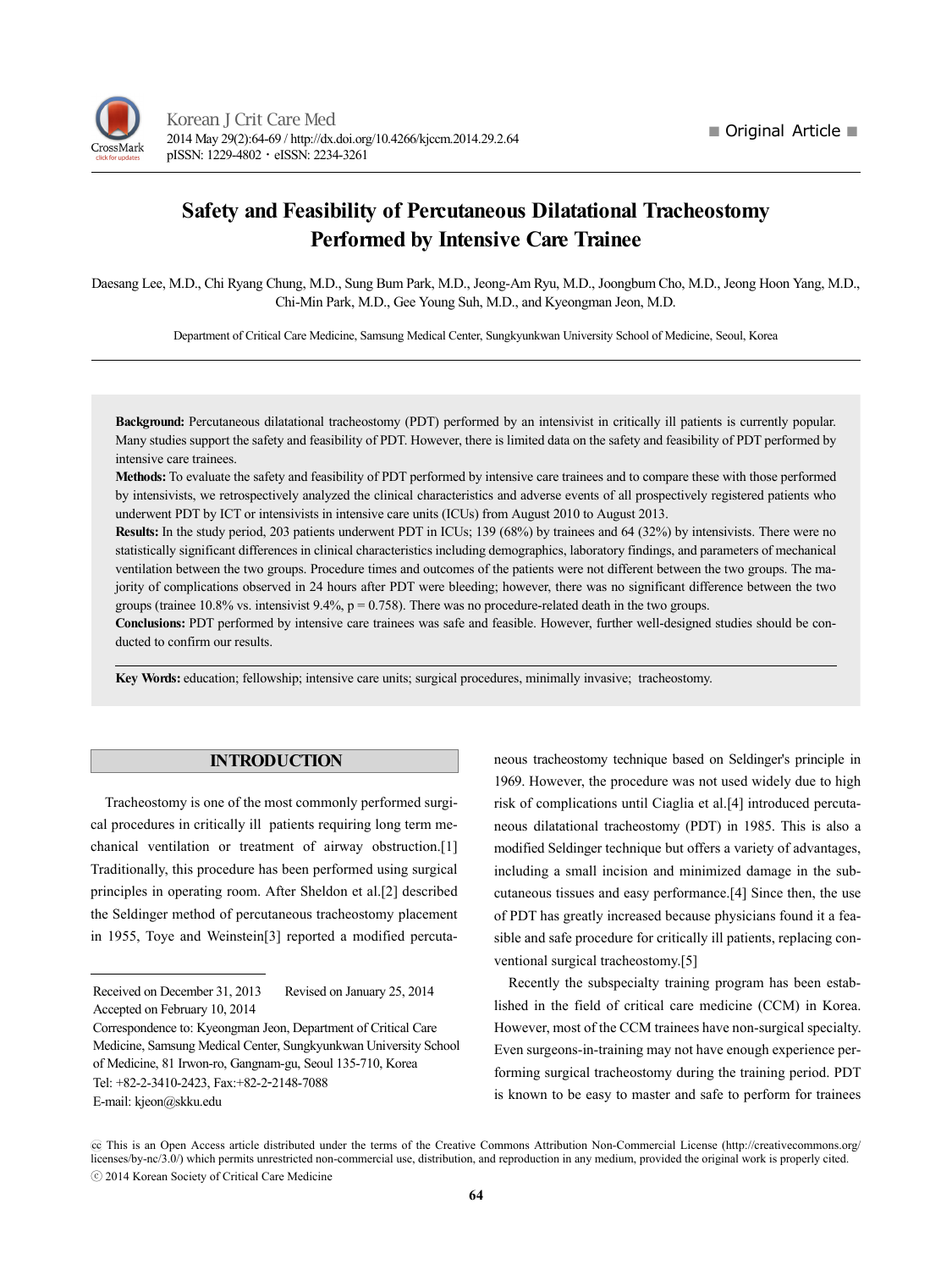■ Original Article ■

# Safety and Feasibility of Percutaneous Dilatational Tracheostomy Performed by Intensive Care Trainee

Daesang Lee, M.D., Chi Ryang Chung, M.D., Sung Bum Park, M.D., Jeong-Am Ryu, M.D., Joongbum Cho, M.D., Jeong Hoon Yang, M.D., Chi-Min Park, M.D., Gee Young Suh, M.D., and Kyeongman Jeon, M.D.

Department of Critical Care Medicine, Samsung Medical Center, Sungkyunkwan University School of Medicine, Seoul, Korea

**Background:** Percutaneous dilatational tracheostomy (PDT) performed by an intensivist in critically ill patients is currently popular. Many studies support the safety and feasibility of PDT. However, there is limited data on the safety and feasibility of PDT performed by intensive care trainees.

**Methods:** To evaluate the safety and feasibility of PDT performed by intensive care trainees and to compare these with those performed by intensivists, we retrospectively analyzed the clinical characteristics and adverse events of all prospectively registered patients who underwent PDT by ICT or intensivists in intensive care units (ICUs) from August 2010 to August 2013.

**Results:** In the study period, 203 patients underwent PDT in ICUs; 139 (68%) by trainees and 64 (32%) by intensivists. There were no statistically significant differences in clinical characteristics including demographics, laboratory findings, and parameters of mechanical ventilation between the two groups. Procedure times and outcomes of the patients were not different between the two groups. The majority of complications observed in 24 hours after PDT were bleeding; however, there was no significant difference between the two groups (trainee 10.8% vs. intensivist 9.4%, p = 0.758). There was no procedure-related death in the two groups.

**Conclusions:** PDT performed by intensive care trainees was safe and feasible. However, further well-designed studies should be conducted to confirm our results.

**Key Words:** education; fellowship; intensive care units; surgical procedures, minimally invasive; tracheostomy.

## INTRODUCTION

Tracheostomy is one of the most commonly performed surgical procedures in critically ill patients requiring long term mechanical ventilation or treatment of airway obstruction.[1] Traditionally, this procedure has been performed using surgical principles in operating room. After Sheldon et al.[2] described the Seldinger method of percutaneous tracheostomy placement in 1955, Toye and Weinstein[3] reported a modified percutaneous tracheostomy technique based on Seldinger's principle in 1969. However, the procedure was not used widely due to high risk of complications until Ciaglia et al.[4] introduced percutaneous dilatational tracheostomy (PDT) in 1985. This is also a modified Seldinger technique but offers a variety of advantages, including a small incision and minimized damage in the subcutaneous tissues and easy performance.[4] Since then, the use of PDT has greatly increased because physicians found it a feasible and safe procedure for critically ill patients, replacing conventional surgical tracheostomy.[5]

Recently the subspecialty training program has been established in the field of critical care medicine (CCM) in Korea. However, most of the CCM trainees have non-surgical specialty. Even surgeons-in-training may not have enough experience performing surgical tracheostomy during the training period. PDT is known to be easy to master and safe to perform for trainees

Received on December 31, 2013 Revised on January 25, 2014
Accepted on February 10, 2014
Correspondence to: Kyeongman Jeon, Department of Critical Care Medicine, Samsung Medical Center, Sungkyunkwan University School of Medicine, 81 Irwon-ro, Gangnam-gu, Seoul 135-710, Korea
Tel: +82-2-3410-2423, Fax:+82-2-2148-7088
E-mail: kjeon@skku.edu

This is an Open Access article distributed under the terms of the Creative Commons Attribution Non-Commercial License (http://creativecommons.org/licenses/by-nc/3.0/) which permits unrestricted non-commercial use, distribution, and reproduction in any medium, provided the original work is properly cited.
ⓒ 2014 Korean Society of Critical Care Medicine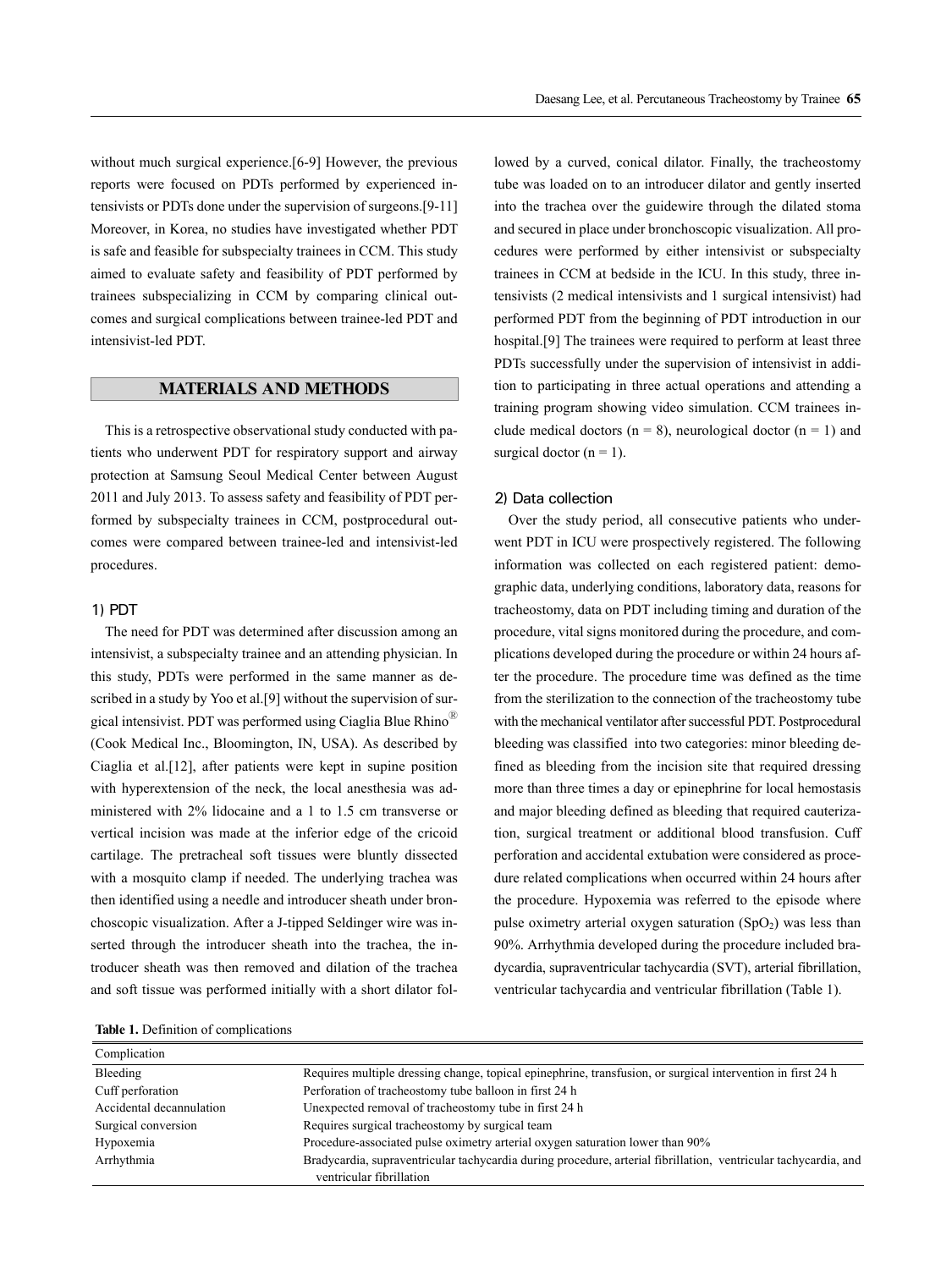without much surgical experience.[6-9] However, the previous reports were focused on PDTs performed by experienced intensivists or PDTs done under the supervision of surgeons.[9-11] Moreover, in Korea, no studies have investigated whether PDT is safe and feasible for subspecialty trainees in CCM. This study aimed to evaluate safety and feasibility of PDT performed by trainees subspecializing in CCM by comparing clinical outcomes and surgical complications between trainee-led PDT and intensivist-led PDT.

## MATERIALS AND METHODS

This is a retrospective observational study conducted with patients who underwent PDT for respiratory support and airway protection at Samsung Seoul Medical Center between August 2011 and July 2013. To assess safety and feasibility of PDT performed by subspecialty trainees in CCM, postprocedural outcomes were compared between trainee-led and intensivist-led procedures.

### 1) PDT

The need for PDT was determined after discussion among an intensivist, a subspecialty trainee and an attending physician. In this study, PDTs were performed in the same manner as described in a study by Yoo et al.[9] without the supervision of surgical intensivist. PDT was performed using Ciaglia Blue Rhino® (Cook Medical Inc., Bloomington, IN, USA). As described by Ciaglia et al.[12], after patients were kept in supine position with hyperextension of the neck, the local anesthesia was administered with 2% lidocaine and a 1 to 1.5 cm transverse or vertical incision was made at the inferior edge of the cricoid cartilage. The pretracheal soft tissues were bluntly dissected with a mosquito clamp if needed. The underlying trachea was then identified using a needle and introducer sheath under bronchoscopic visualization. After a J-tipped Seldinger wire was inserted through the introducer sheath into the trachea, the introducer sheath was then removed and dilation of the trachea and soft tissue was performed initially with a short dilator followed by a curved, conical dilator. Finally, the tracheostomy tube was loaded on to an introducer dilator and gently inserted into the trachea over the guidewire through the dilated stoma and secured in place under bronchoscopic visualization. All procedures were performed by either intensivist or subspecialty trainees in CCM at bedside in the ICU. In this study, three intensivists (2 medical intensivists and 1 surgical intensivist) had performed PDT from the beginning of PDT introduction in our hospital.[9] The trainees were required to perform at least three PDTs successfully under the supervision of intensivist in addition to participating in three actual operations and attending a training program showing video simulation. CCM trainees include medical doctors (n = 8), neurological doctor (n = 1) and surgical doctor (n = 1).

### 2) Data collection

Over the study period, all consecutive patients who underwent PDT in ICU were prospectively registered. The following information was collected on each registered patient: demographic data, underlying conditions, laboratory data, reasons for tracheostomy, data on PDT including timing and duration of the procedure, vital signs monitored during the procedure, and complications developed during the procedure or within 24 hours after the procedure. The procedure time was defined as the time from the sterilization to the connection of the tracheostomy tube with the mechanical ventilator after successful PDT. Postprocedural bleeding was classified into two categories: minor bleeding defined as bleeding from the incision site that required dressing more than three times a day or epinephrine for local hemostasis and major bleeding defined as bleeding that required cauterization, surgical treatment or additional blood transfusion. Cuff perforation and accidental extubation were considered as procedure related complications when occurred within 24 hours after the procedure. Hypoxemia was referred to the episode where pulse oximetry arterial oxygen saturation ($SpO_2$) was less than 90%. Arrhythmia developed during the procedure included bradycardia, supraventricular tachycardia (SVT), arterial fibrillation, ventricular tachycardia and ventricular fibrillation (Table 1).

**Table 1.** Definition of complications

| Complication | |
|---|---|
| Bleeding | Requires multiple dressing change, topical epinephrine, transfusion, or surgical intervention in first 24 h |
| Cuff perforation | Perforation of tracheostomy tube balloon in first 24 h |
| Accidental decannulation | Unexpected removal of tracheostomy tube in first 24 h |
| Surgical conversion | Requires surgical tracheostomy by surgical team |
| Hypoxemia | Procedure-associated pulse oximetry arterial oxygen saturation lower than 90% |
| Arrhythmia | Bradycardia, supraventricular tachycardia during procedure, arterial fibrillation, ventricular tachycardia, and ventricular fibrillation |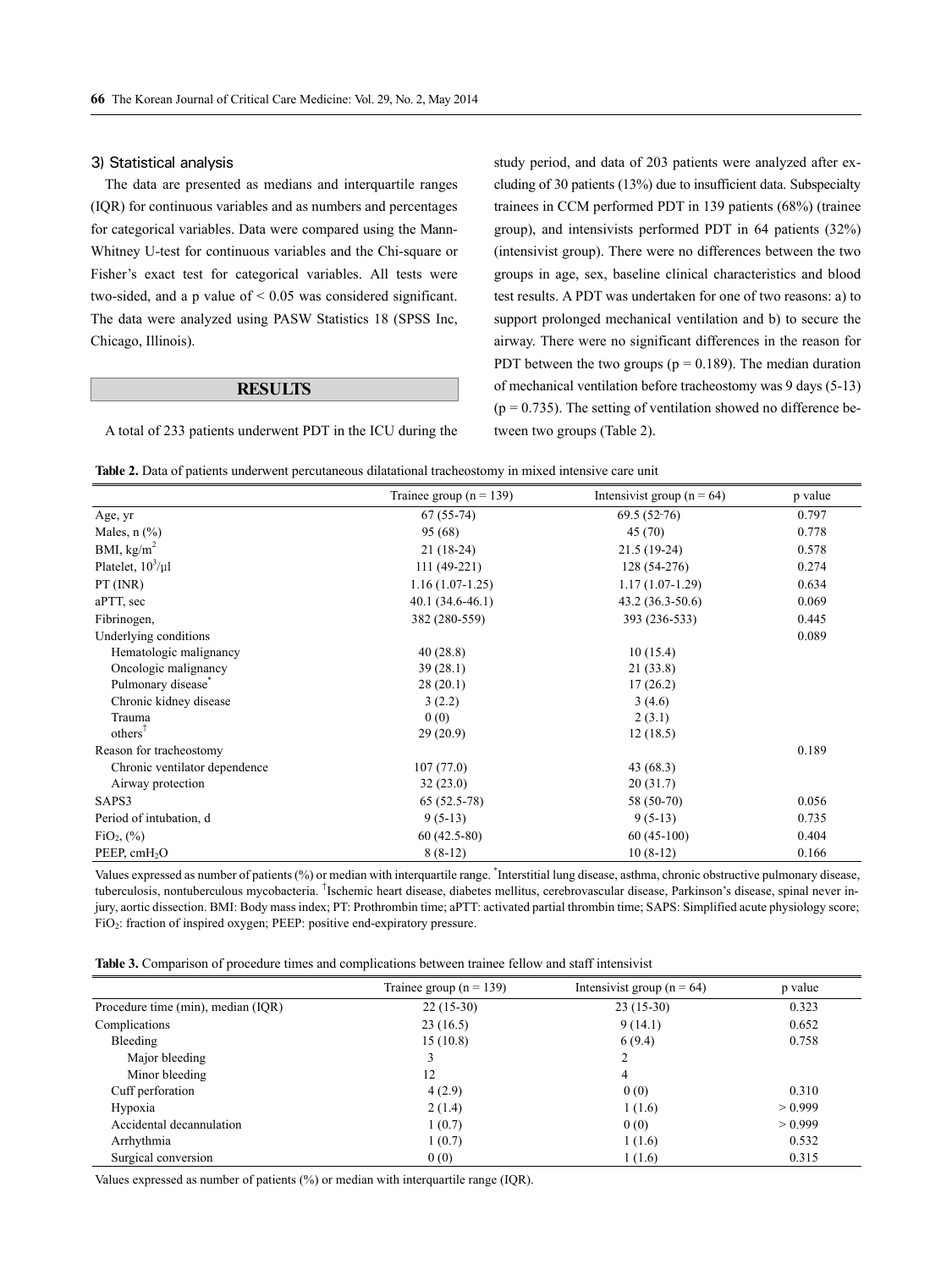### 3) Statistical analysis

The data are presented as medians and interquartile ranges (IQR) for continuous variables and as numbers and percentages for categorical variables. Data were compared using the Mann-Whitney U-test for continuous variables and the Chi-square or Fisher's exact test for categorical variables. All tests were two-sided, and a p value of < 0.05 was considered significant. The data were analyzed using PASW Statistics 18 (SPSS Inc, Chicago, Illinois).

## RESULTS

A total of 233 patients underwent PDT in the ICU during the study period, and data of 203 patients were analyzed after excluding of 30 patients (13%) due to insufficient data. Subspecialty trainees in CCM performed PDT in 139 patients (68%) (trainee group), and intensivists performed PDT in 64 patients (32%) (intensivist group). There were no differences between the two groups in age, sex, baseline clinical characteristics and blood test results. A PDT was undertaken for one of two reasons: a) to support prolonged mechanical ventilation and b) to secure the airway. There were no significant differences in the reason for PDT between the two groups (p = 0.189). The median duration of mechanical ventilation before tracheostomy was 9 days (5-13) (p = 0.735). The setting of ventilation showed no difference between two groups (Table 2).

**Table 2.** Data of patients underwent percutaneous dilatational tracheostomy in mixed intensive care unit

| | Trainee group (n = 139) | Intensivist group (n = 64) | p value |
|---|---|---|---|
| Age, yr | 67 (55-74) | 69.5 (52-76) | 0.797 |
| Males, n (%) | 95 (68) | 45 (70) | 0.778 |
| BMI, $kg/m^2$ | 21 (18-24) | 21.5 (19-24) | 0.578 |
| Platelet, $10^3/\mu l$ | 111 (49-221) | 128 (54-276) | 0.274 |
| PT (INR) | 1.16 (1.07-1.25) | 1.17 (1.07-1.29) | 0.634 |
| aPTT, sec | 40.1 (34.6-46.1) | 43.2 (36.3-50.6) | 0.069 |
| Fibrinogen, | 382 (280-559) | 393 (236-533) | 0.445 |
| Underlying conditions | | | 0.089 |
| Hematologic malignancy | 40 (28.8) | 10 (15.4) | |
| Oncologic malignancy | 39 (28.1) | 21 (33.8) | |
| Pulmonary disease* | 28 (20.1) | 17 (26.2) | |
| Chronic kidney disease | 3 (2.2) | 3 (4.6) | |
| Trauma | 0 (0) | 2 (3.1) | |
| others† | 29 (20.9) | 12 (18.5) | |
| Reason for tracheostomy | | | 0.189 |
| Chronic ventilator dependence | 107 (77.0) | 43 (68.3) | |
| Airway protection | 32 (23.0) | 20 (31.7) | |
| SAPS3 | 65 (52.5-78) | 58 (50-70) | 0.056 |
| Period of intubation, d | 9 (5-13) | 9 (5-13) | 0.735 |
| $FiO_2$, (%) | 60 (42.5-80) | 60 (45-100) | 0.404 |
| PEEP, $cmH_2O$ | 8 (8-12) | 10 (8-12) | 0.166 |

Values expressed as number of patients (%) or median with interquartile range. *Interstitial lung disease, asthma, chronic obstructive pulmonary disease, tuberculosis, nontuberculous mycobacteria. †Ischemic heart disease, diabetes mellitus, cerebrovascular disease, Parkinson's disease, spinal never injury, aortic dissection. BMI: Body mass index; PT: Prothrombin time; aPTT: activated partial thrombin time; SAPS: Simplified acute physiology score; $FiO_2$: fraction of inspired oxygen; PEEP: positive end-expiratory pressure.

**Table 3.** Comparison of procedure times and complications between trainee fellow and staff intensivist

| | Trainee group (n = 139) | Intensivist group (n = 64) | p value |
|---|---|---|---|
| Procedure time (min), median (IQR) | 22 (15-30) | 23 (15-30) | 0.323 |
| Complications | 23 (16.5) | 9 (14.1) | 0.652 |
| Bleeding | 15 (10.8) | 6 (9.4) | 0.758 |
| Major bleeding | 3 | 2 | |
| Minor bleeding | 12 | 4 | |
| Cuff perforation | 4 (2.9) | 0 (0) | 0.310 |
| Hypoxia | 2 (1.4) | 1 (1.6) | > 0.999 |
| Accidental decannulation | 1 (0.7) | 0 (0) | > 0.999 |
| Arrhythmia | 1 (0.7) | 1 (1.6) | 0.532 |
| Surgical conversion | 0 (0) | 1 (1.6) | 0.315 |

Values expressed as number of patients (%) or median with interquartile range (IQR).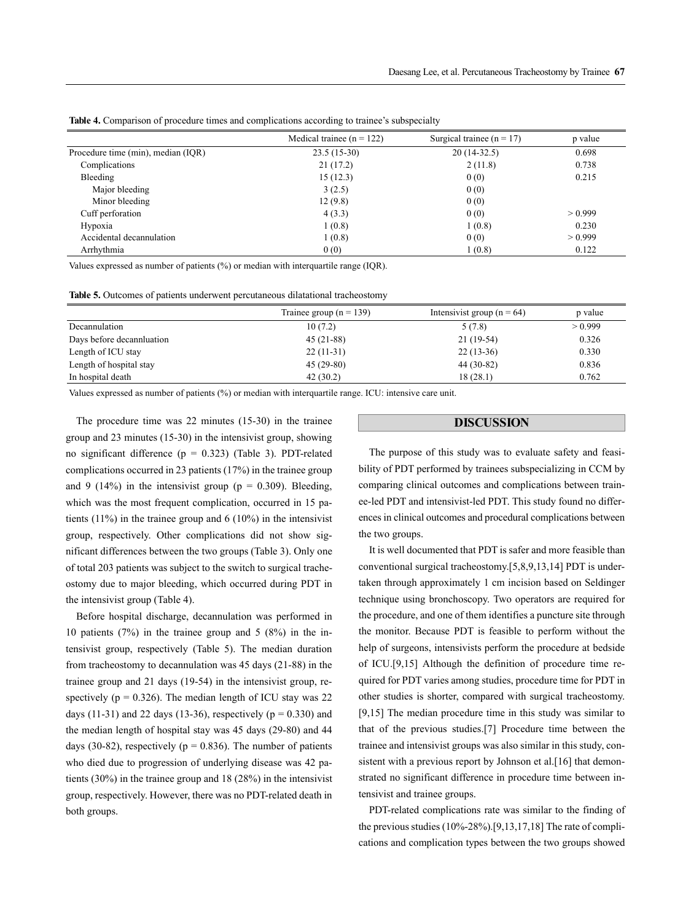**Table 4.** Comparison of procedure times and complications according to trainee's subspecialty

| | Medical trainee (n = 122) | Surgical trainee (n = 17) | p value |
|---|---|---|---|
| Procedure time (min), median (IQR) | 23.5 (15-30) | 20 (14-32.5) | 0.698 |
| Complications | 21 (17.2) | 2 (11.8) | 0.738 |
| Bleeding | 15 (12.3) | 0 (0) | 0.215 |
| Major bleeding | 3 (2.5) | 0 (0) | |
| Minor bleeding | 12 (9.8) | 0 (0) | |
| Cuff perforation | 4 (3.3) | 0 (0) | > 0.999 |
| Hypoxia | 1 (0.8) | 1 (0.8) | 0.230 |
| Accidental decannulation | 1 (0.8) | 0 (0) | > 0.999 |
| Arrhythmia | 0 (0) | 1 (0.8) | 0.122 |

Values expressed as number of patients (%) or median with interquartile range (IQR).

**Table 5.** Outcomes of patients underwent percutaneous dilatational tracheostomy

| | Trainee group (n = 139) | Intensivist group (n = 64) | p value |
|---|---|---|---|
| Decannulation | 10 (7.2) | 5 (7.8) | > 0.999 |
| Days before decannluation | 45 (21-88) | 21 (19-54) | 0.326 |
| Length of ICU stay | 22 (11-31) | 22 (13-36) | 0.330 |
| Length of hospital stay | 45 (29-80) | 44 (30-82) | 0.836 |
| In hospital death | 42 (30.2) | 18 (28.1) | 0.762 |

Values expressed as number of patients (%) or median with interquartile range. ICU: intensive care unit.

The procedure time was 22 minutes (15-30) in the trainee group and 23 minutes (15-30) in the intensivist group, showing no significant difference (p = 0.323) (Table 3). PDT-related complications occurred in 23 patients (17%) in the trainee group and 9 (14%) in the intensivist group (p = 0.309). Bleeding, which was the most frequent complication, occurred in 15 patients (11%) in the trainee group and 6 (10%) in the intensivist group, respectively. Other complications did not show significant differences between the two groups (Table 3). Only one of total 203 patients was subject to the switch to surgical tracheostomy due to major bleeding, which occurred during PDT in the intensivist group (Table 4).

Before hospital discharge, decannulation was performed in 10 patients (7%) in the trainee group and 5 (8%) in the intensivist group, respectively (Table 5). The median duration from tracheostomy to decannulation was 45 days (21-88) in the trainee group and 21 days (19-54) in the intensivist group, respectively (p = 0.326). The median length of ICU stay was 22 days (11-31) and 22 days (13-36), respectively (p = 0.330) and the median length of hospital stay was 45 days (29-80) and 44 days (30-82), respectively (p = 0.836). The number of patients who died due to progression of underlying disease was 42 patients (30%) in the trainee group and 18 (28%) in the intensivist group, respectively. However, there was no PDT-related death in both groups.

## DISCUSSION

The purpose of this study was to evaluate safety and feasibility of PDT performed by trainees subspecializing in CCM by comparing clinical outcomes and complications between trainee-led PDT and intensivist-led PDT. This study found no differences in clinical outcomes and procedural complications between the two groups.

It is well documented that PDT is safer and more feasible than conventional surgical tracheostomy.[5,8,9,13,14] PDT is undertaken through approximately 1 cm incision based on Seldinger technique using bronchoscopy. Two operators are required for the procedure, and one of them identifies a puncture site through the monitor. Because PDT is feasible to perform without the help of surgeons, intensivists perform the procedure at bedside of ICU.[9,15] Although the definition of procedure time required for PDT varies among studies, procedure time for PDT in other studies is shorter, compared with surgical tracheostomy.[9,15] The median procedure time in this study was similar to that of the previous studies.[7] Procedure time between the trainee and intensivist groups was also similar in this study, consistent with a previous report by Johnson et al.[16] that demonstrated no significant difference in procedure time between intensivist and trainee groups.

PDT-related complications rate was similar to the finding of the previous studies (10%-28%).[9,13,17,18] The rate of complications and complication types between the two groups showed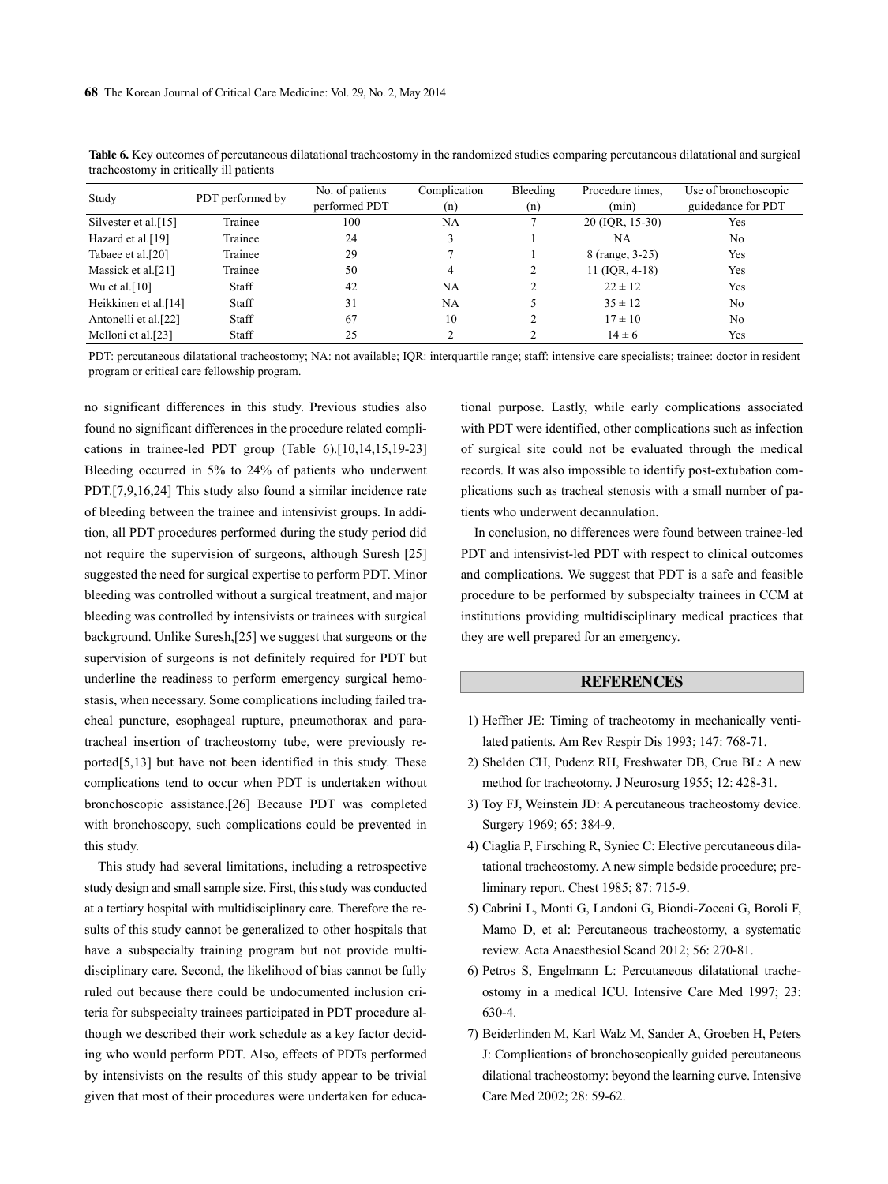**Table 6.** Key outcomes of percutaneous dilatational tracheostomy in the randomized studies comparing percutaneous dilatational and surgical tracheostomy in critically ill patients

| Study | PDT performed by | No. of patients performed PDT | Complication (n) | Bleeding (n) | Procedure times, (min) | Use of bronchoscopic guidedance for PDT |
|---|---|---|---|---|---|---|
| Silvester et al.[15] | Trainee | 100 | NA | 7 | 20 (IQR, 15-30) | Yes |
| Hazard et al.[19] | Trainee | 24 | 3 | 1 | NA | No |
| Tabaee et al.[20] | Trainee | 29 | 7 | 1 | 8 (range, 3-25) | Yes |
| Massick et al.[21] | Trainee | 50 | 4 | 2 | 11 (IQR, 4-18) | Yes |
| Wu et al.[10] | Staff | 42 | NA | 2 | 22 ± 12 | Yes |
| Heikkinen et al.[14] | Staff | 31 | NA | 5 | 35 ± 12 | No |
| Antonelli et al.[22] | Staff | 67 | 10 | 2 | 17 ± 10 | No |
| Melloni et al.[23] | Staff | 25 | 2 | 2 | 14 ± 6 | Yes |

PDT: percutaneous dilatational tracheostomy; NA: not available; IQR: interquartile range; staff: intensive care specialists; trainee: doctor in resident program or critical care fellowship program.

no significant differences in this study. Previous studies also found no significant differences in the procedure related complications in trainee-led PDT group (Table 6).[10,14,15,19-23] Bleeding occurred in 5% to 24% of patients who underwent PDT.[7,9,16,24] This study also found a similar incidence rate of bleeding between the trainee and intensivist groups. In addition, all PDT procedures performed during the study period did not require the supervision of surgeons, although Suresh [25] suggested the need for surgical expertise to perform PDT. Minor bleeding was controlled without a surgical treatment, and major bleeding was controlled by intensivists or trainees with surgical background. Unlike Suresh,[25] we suggest that surgeons or the supervision of surgeons is not definitely required for PDT but underline the readiness to perform emergency surgical hemostasis, when necessary. Some complications including failed tracheal puncture, esophageal rupture, pneumothorax and paratracheal insertion of tracheostomy tube, were previously reported[5,13] but have not been identified in this study. These complications tend to occur when PDT is undertaken without bronchoscopic assistance.[26] Because PDT was completed with bronchoscopy, such complications could be prevented in this study.

This study had several limitations, including a retrospective study design and small sample size. First, this study was conducted at a tertiary hospital with multidisciplinary care. Therefore the results of this study cannot be generalized to other hospitals that have a subspecialty training program but not provide multidisciplinary care. Second, the likelihood of bias cannot be fully ruled out because there could be undocumented inclusion criteria for subspecialty trainees participated in PDT procedure although we described their work schedule as a key factor deciding who would perform PDT. Also, effects of PDTs performed by intensivists on the results of this study appear to be trivial given that most of their procedures were undertaken for educational purpose. Lastly, while early complications associated with PDT were identified, other complications such as infection of surgical site could not be evaluated through the medical records. It was also impossible to identify post-extubation complications such as tracheal stenosis with a small number of patients who underwent decannulation.

In conclusion, no differences were found between trainee-led PDT and intensivist-led PDT with respect to clinical outcomes and complications. We suggest that PDT is a safe and feasible procedure to be performed by subspecialty trainees in CCM at institutions providing multidisciplinary medical practices that they are well prepared for an emergency.

## REFERENCES

1) Heffner JE: Timing of tracheotomy in mechanically ventilated patients. Am Rev Respir Dis 1993; 147: 768-71.
2) Shelden CH, Pudenz RH, Freshwater DB, Crue BL: A new method for tracheotomy. J Neurosurg 1955; 12: 428-31.
3) Toy FJ, Weinstein JD: A percutaneous tracheostomy device. Surgery 1969; 65: 384-9.
4) Ciaglia P, Firsching R, Syniec C: Elective percutaneous dilatational tracheostomy. A new simple bedside procedure; preliminary report. Chest 1985; 87: 715-9.
5) Cabrini L, Monti G, Landoni G, Biondi-Zoccai G, Boroli F, Mamo D, et al: Percutaneous tracheostomy, a systematic review. Acta Anaesthesiol Scand 2012; 56: 270-81.
6) Petros S, Engelmann L: Percutaneous dilatational tracheostomy in a medical ICU. Intensive Care Med 1997; 23: 630-4.
7) Beiderlinden M, Karl Walz M, Sander A, Groeben H, Peters J: Complications of bronchoscopically guided percutaneous dilational tracheostomy: beyond the learning curve. Intensive Care Med 2002; 28: 59-62.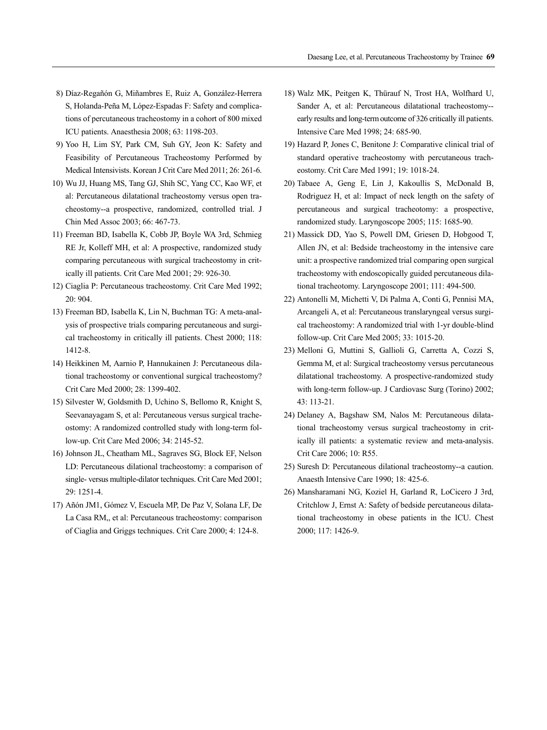8) Díaz-Regañón G, Miñambres E, Ruiz A, González-Herrera S, Holanda-Peña M, López-Espadas F: Safety and complications of percutaneous tracheostomy in a cohort of 800 mixed ICU patients. Anaesthesia 2008; 63: 1198-203.

9) Yoo H, Lim SY, Park CM, Suh GY, Jeon K: Safety and Feasibility of Percutaneous Tracheostomy Performed by Medical Intensivists. Korean J Crit Care Med 2011; 26: 261-6.

10) Wu JJ, Huang MS, Tang GJ, Shih SC, Yang CC, Kao WF, et al: Percutaneous dilatational tracheostomy versus open tracheostomy--a prospective, randomized, controlled trial. J Chin Med Assoc 2003; 66: 467-73.

11) Freeman BD, Isabella K, Cobb JP, Boyle WA 3rd, Schmieg RE Jr, Kolleff MH, et al: A prospective, randomized study comparing percutaneous with surgical tracheostomy in critically ill patients. Crit Care Med 2001; 29: 926-30.

12) Ciaglia P: Percutaneous tracheostomy. Crit Care Med 1992; 20: 904.

13) Freeman BD, Isabella K, Lin N, Buchman TG: A meta-analysis of prospective trials comparing percutaneous and surgical tracheostomy in critically ill patients. Chest 2000; 118: 1412-8.

14) Heikkinen M, Aarnio P, Hannukainen J: Percutaneous dilational tracheostomy or conventional surgical tracheostomy? Crit Care Med 2000; 28: 1399-402.

15) Silvester W, Goldsmith D, Uchino S, Bellomo R, Knight S, Seevanayagam S, et al: Percutaneous versus surgical tracheostomy: A randomized controlled study with long-term follow-up. Crit Care Med 2006; 34: 2145-52.

16) Johnson JL, Cheatham ML, Sagraves SG, Block EF, Nelson LD: Percutaneous dilational tracheostomy: a comparison of single- versus multiple-dilator techniques. Crit Care Med 2001; 29: 1251-4.

17) Añón JM1, Gómez V, Escuela MP, De Paz V, Solana LF, De La Casa RM,, et al: Percutaneous tracheostomy: comparison of Ciaglia and Griggs techniques. Crit Care 2000; 4: 124-8.

18) Walz MK, Peitgen K, Thürauf N, Trost HA, Wolfhard U, Sander A, et al: Percutaneous dilatational tracheostomy--early results and long-term outcome of 326 critically ill patients. Intensive Care Med 1998; 24: 685-90.

19) Hazard P, Jones C, Benitone J: Comparative clinical trial of standard operative tracheostomy with percutaneous tracheostomy. Crit Care Med 1991; 19: 1018-24.

20) Tabaee A, Geng E, Lin J, Kakoullis S, McDonald B, Rodriguez H, et al: Impact of neck length on the safety of percutaneous and surgical tracheotomy: a prospective, randomized study. Laryngoscope 2005; 115: 1685-90.

21) Massick DD, Yao S, Powell DM, Griesen D, Hobgood T, Allen JN, et al: Bedside tracheostomy in the intensive care unit: a prospective randomized trial comparing open surgical tracheostomy with endoscopically guided percutaneous dilational tracheotomy. Laryngoscope 2001; 111: 494-500.

22) Antonelli M, Michetti V, Di Palma A, Conti G, Pennisi MA, Arcangeli A, et al: Percutaneous translaryngeal versus surgical tracheostomy: A randomized trial with 1-yr double-blind follow-up. Crit Care Med 2005; 33: 1015-20.

23) Melloni G, Muttini S, Gallioli G, Carretta A, Cozzi S, Gemma M, et al: Surgical tracheostomy versus percutaneous dilatational tracheostomy. A prospective-randomized study with long-term follow-up. J Cardiovasc Surg (Torino) 2002; 43: 113-21.

24) Delaney A, Bagshaw SM, Nalos M: Percutaneous dilatational tracheostomy versus surgical tracheostomy in critically ill patients: a systematic review and meta-analysis. Crit Care 2006; 10: R55.

25) Suresh D: Percutaneous dilational tracheostomy--a caution. Anaesth Intensive Care 1990; 18: 425-6.

26) Mansharamani NG, Koziel H, Garland R, LoCicero J 3rd, Critchlow J, Ernst A: Safety of bedside percutaneous dilatational tracheostomy in obese patients in the ICU. Chest 2000; 117: 1426-9.